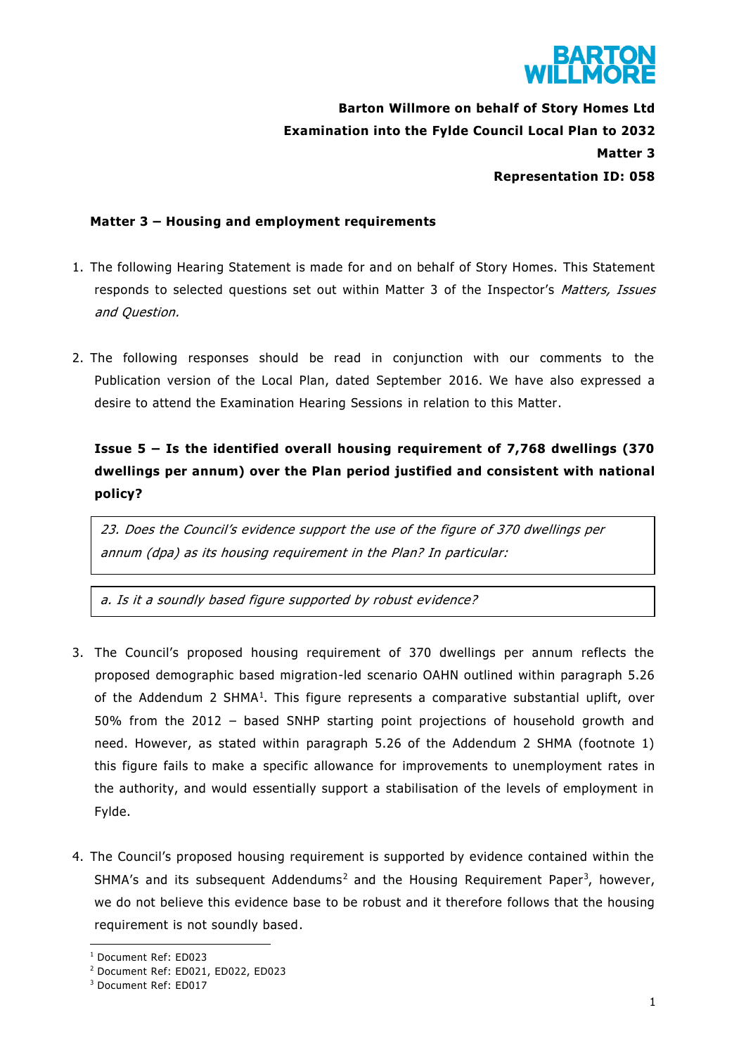**Barton Willmore on behalf of Story Homes Ltd**

**Examination into the Fylde Council Local Plan to 2032**

**Matter 3**

**Representation ID: 058**

## Matter 3 – Housing and employment requirements

1. The following Hearing Statement is made for and on behalf of Story Homes. This Statement responds to selected questions set out within Matter 3 of the Inspector's *Matters, Issues and Question.*

2. The following responses should be read in conjunction with our comments to the Publication version of the Local Plan, dated September 2016. We have also expressed a desire to attend the Examination Hearing Sessions in relation to this Matter.

### Issue 5 – Is the identified overall housing requirement of 7,768 dwellings (370 dwellings per annum) over the Plan period justified and consistent with national policy?

*23. Does the Council's evidence support the use of the figure of 370 dwellings per annum (dpa) as its housing requirement in the Plan? In particular:*

*a. Is it a soundly based figure supported by robust evidence?*

3. The Council's proposed housing requirement of 370 dwellings per annum reflects the proposed demographic based migration-led scenario OAHN outlined within paragraph 5.26 of the Addendum 2 SHMA[1]. This figure represents a comparative substantial uplift, over 50% from the 2012 – based SNHP starting point projections of household growth and need. However, as stated within paragraph 5.26 of the Addendum 2 SHMA (footnote 1) this figure fails to make a specific allowance for improvements to unemployment rates in the authority, and would essentially support a stabilisation of the levels of employment in Fylde.

4. The Council's proposed housing requirement is supported by evidence contained within the SHMA's and its subsequent Addendums[2] and the Housing Requirement Paper[3], however, we do not believe this evidence base to be robust and it therefore follows that the housing requirement is not soundly based.

[1] Document Ref: ED023
[2] Document Ref: ED021, ED022, ED023
[3] Document Ref: ED017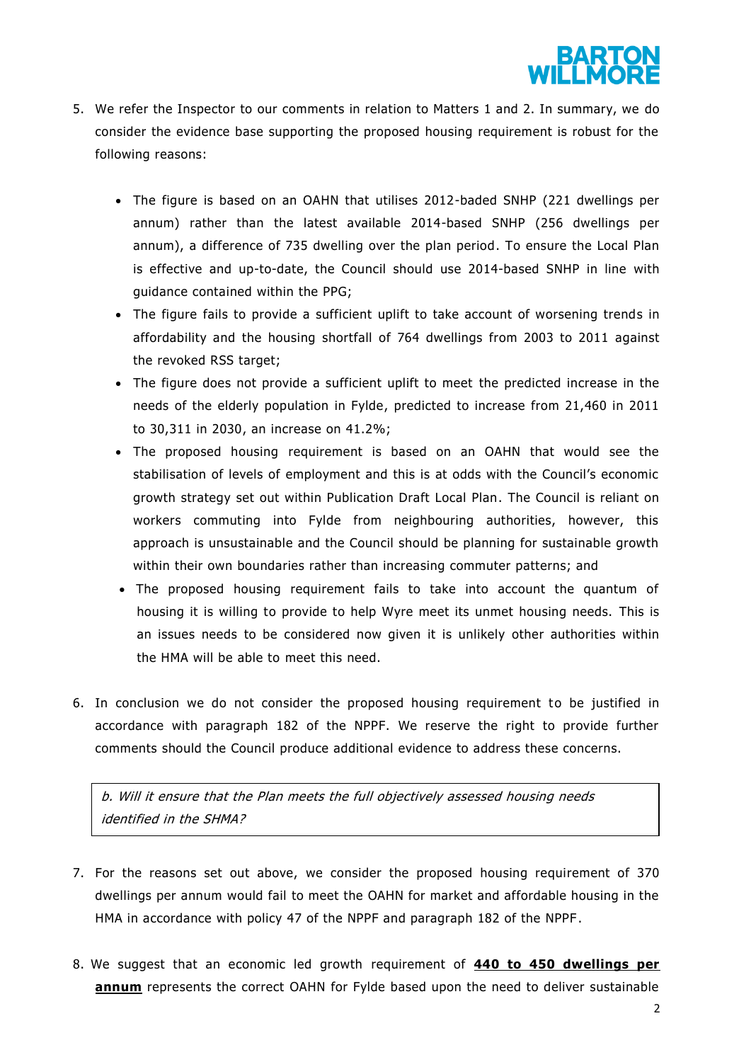5. We refer the Inspector to our comments in relation to Matters 1 and 2. In summary, we do consider the evidence base supporting the proposed housing requirement is robust for the following reasons:

   - The figure is based on an OAHN that utilises 2012-baded SNHP (221 dwellings per annum) rather than the latest available 2014-based SNHP (256 dwellings per annum), a difference of 735 dwelling over the plan period. To ensure the Local Plan is effective and up-to-date, the Council should use 2014-based SNHP in line with guidance contained within the PPG;
   - The figure fails to provide a sufficient uplift to take account of worsening trends in affordability and the housing shortfall of 764 dwellings from 2003 to 2011 against the revoked RSS target;
   - The figure does not provide a sufficient uplift to meet the predicted increase in the needs of the elderly population in Fylde, predicted to increase from 21,460 in 2011 to 30,311 in 2030, an increase on 41.2%;
   - The proposed housing requirement is based on an OAHN that would see the stabilisation of levels of employment and this is at odds with the Council's economic growth strategy set out within Publication Draft Local Plan. The Council is reliant on workers commuting into Fylde from neighbouring authorities, however, this approach is unsustainable and the Council should be planning for sustainable growth within their own boundaries rather than increasing commuter patterns; and
   - The proposed housing requirement fails to take into account the quantum of housing it is willing to provide to help Wyre meet its unmet housing needs. This is an issues needs to be considered now given it is unlikely other authorities within the HMA will be able to meet this need.

6. In conclusion we do not consider the proposed housing requirement to be justified in accordance with paragraph 182 of the NPPF. We reserve the right to provide further comments should the Council produce additional evidence to address these concerns.

*b. Will it ensure that the Plan meets the full objectively assessed housing needs identified in the SHMA?*

7. For the reasons set out above, we consider the proposed housing requirement of 370 dwellings per annum would fail to meet the OAHN for market and affordable housing in the HMA in accordance with policy 47 of the NPPF and paragraph 182 of the NPPF.

8. We suggest that an economic led growth requirement of **440 to 450 dwellings per annum** represents the correct OAHN for Fylde based upon the need to deliver sustainable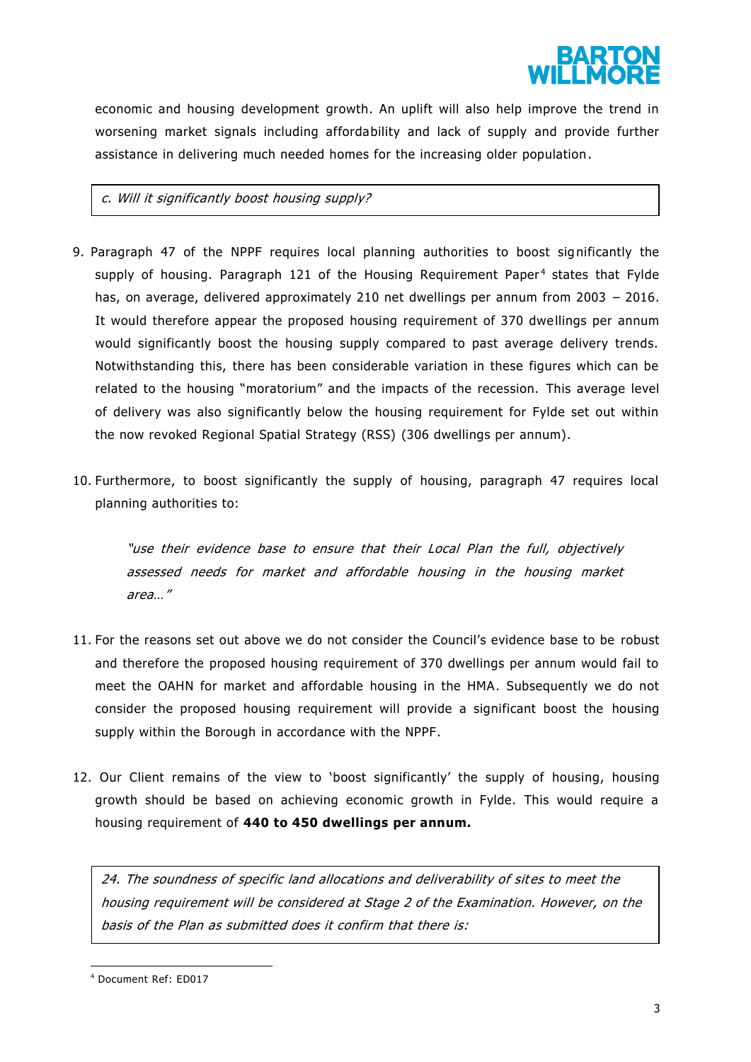economic and housing development growth. An uplift will also help improve the trend in worsening market signals including affordability and lack of supply and provide further assistance in delivering much needed homes for the increasing older population.

> *c. Will it significantly boost housing supply?*

9. Paragraph 47 of the NPPF requires local planning authorities to boost significantly the supply of housing. Paragraph 121 of the Housing Requirement Paper[4] states that Fylde has, on average, delivered approximately 210 net dwellings per annum from 2003 – 2016. It would therefore appear the proposed housing requirement of 370 dwellings per annum would significantly boost the housing supply compared to past average delivery trends. Notwithstanding this, there has been considerable variation in these figures which can be related to the housing "moratorium" and the impacts of the recession. This average level of delivery was also significantly below the housing requirement for Fylde set out within the now revoked Regional Spatial Strategy (RSS) (306 dwellings per annum).

10. Furthermore, to boost significantly the supply of housing, paragraph 47 requires local planning authorities to:

    *"use their evidence base to ensure that their Local Plan the full, objectively assessed needs for market and affordable housing in the housing market area…"*

11. For the reasons set out above we do not consider the Council's evidence base to be robust and therefore the proposed housing requirement of 370 dwellings per annum would fail to meet the OAHN for market and affordable housing in the HMA. Subsequently we do not consider the proposed housing requirement will provide a significant boost the housing supply within the Borough in accordance with the NPPF.

12. Our Client remains of the view to 'boost significantly' the supply of housing, housing growth should be based on achieving economic growth in Fylde. This would require a housing requirement of **440 to 450 dwellings per annum.**

> *24. The soundness of specific land allocations and deliverability of sites to meet the housing requirement will be considered at Stage 2 of the Examination. However, on the basis of the Plan as submitted does it confirm that there is:*

---

[4] Document Ref: ED017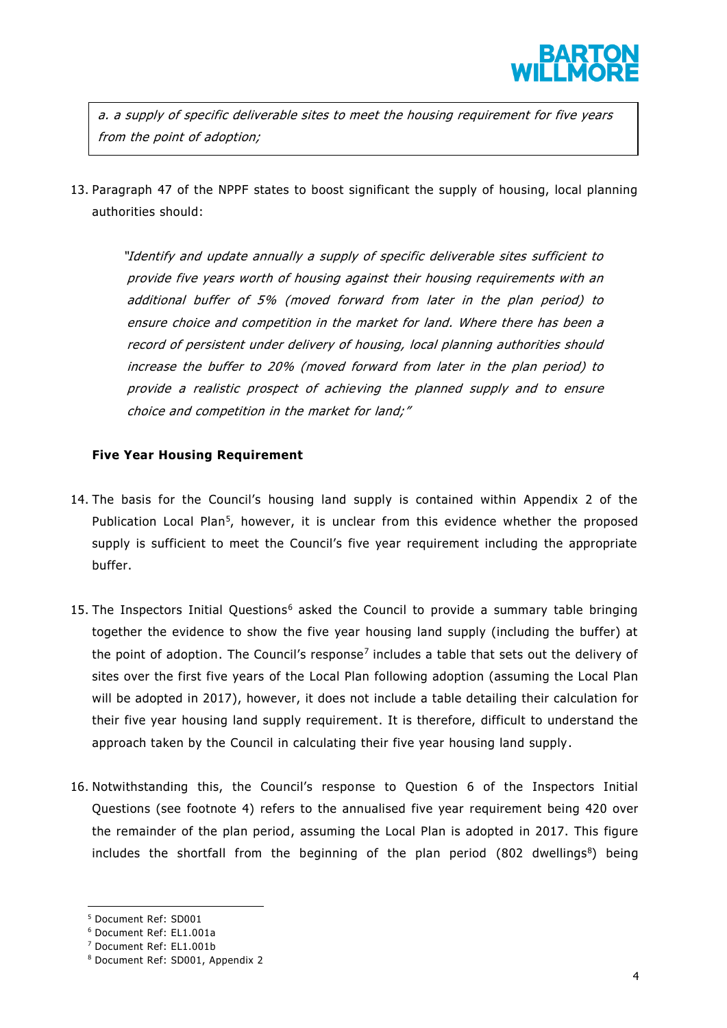> *a. a supply of specific deliverable sites to meet the housing requirement for five years from the point of adoption;*

13. Paragraph 47 of the NPPF states to boost significant the supply of housing, local planning authorities should:

> *"Identify and update annually a supply of specific deliverable sites sufficient to provide five years worth of housing against their housing requirements with an additional buffer of 5% (moved forward from later in the plan period) to ensure choice and competition in the market for land. Where there has been a record of persistent under delivery of housing, local planning authorities should increase the buffer to 20% (moved forward from later in the plan period) to provide a realistic prospect of achieving the planned supply and to ensure choice and competition in the market for land;"*

**Five Year Housing Requirement**

14. The basis for the Council's housing land supply is contained within Appendix 2 of the Publication Local Plan[5], however, it is unclear from this evidence whether the proposed supply is sufficient to meet the Council's five year requirement including the appropriate buffer.

15. The Inspectors Initial Questions[6] asked the Council to provide a summary table bringing together the evidence to show the five year housing land supply (including the buffer) at the point of adoption. The Council's response[7] includes a table that sets out the delivery of sites over the first five years of the Local Plan following adoption (assuming the Local Plan will be adopted in 2017), however, it does not include a table detailing their calculation for their five year housing land supply requirement. It is therefore, difficult to understand the approach taken by the Council in calculating their five year housing land supply.

16. Notwithstanding this, the Council's response to Question 6 of the Inspectors Initial Questions (see footnote 4) refers to the annualised five year requirement being 420 over the remainder of the plan period, assuming the Local Plan is adopted in 2017. This figure includes the shortfall from the beginning of the plan period (802 dwellings[8]) being

---

[5] Document Ref: SD001

[6] Document Ref: EL1.001a

[7] Document Ref: EL1.001b

[8] Document Ref: SD001, Appendix 2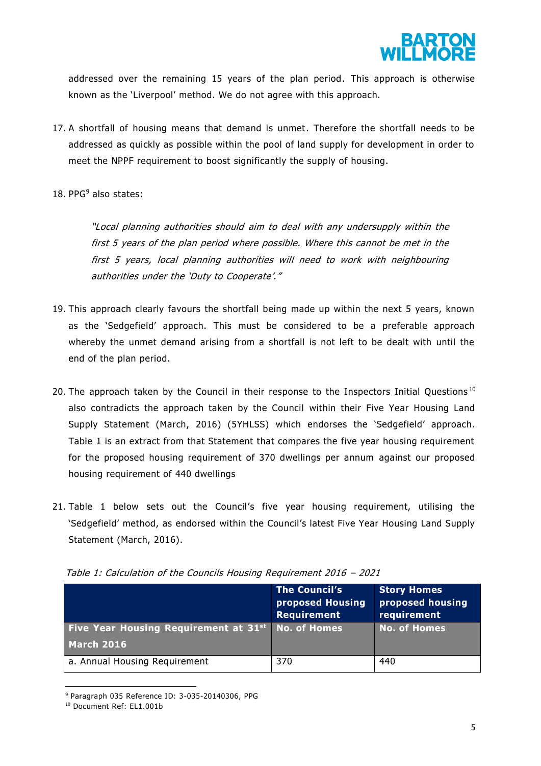addressed over the remaining 15 years of the plan period. This approach is otherwise known as the 'Liverpool' method. We do not agree with this approach.

17. A shortfall of housing means that demand is unmet. Therefore the shortfall needs to be addressed as quickly as possible within the pool of land supply for development in order to meet the NPPF requirement to boost significantly the supply of housing.

18. PPG[9] also states:

> *"Local planning authorities should aim to deal with any undersupply within the first 5 years of the plan period where possible. Where this cannot be met in the first 5 years, local planning authorities will need to work with neighbouring authorities under the 'Duty to Cooperate'."*

19. This approach clearly favours the shortfall being made up within the next 5 years, known as the 'Sedgefield' approach. This must be considered to be a preferable approach whereby the unmet demand arising from a shortfall is not left to be dealt with until the end of the plan period.

20. The approach taken by the Council in their response to the Inspectors Initial Questions[10] also contradicts the approach taken by the Council within their Five Year Housing Land Supply Statement (March, 2016) (5YHLSS) which endorses the 'Sedgefield' approach. Table 1 is an extract from that Statement that compares the five year housing requirement for the proposed housing requirement of 370 dwellings per annum against our proposed housing requirement of 440 dwellings

21. Table 1 below sets out the Council's five year housing requirement, utilising the 'Sedgefield' method, as endorsed within the Council's latest Five Year Housing Land Supply Statement (March, 2016).

*Table 1: Calculation of the Councils Housing Requirement 2016 – 2021*

| | **The Council's proposed Housing Requirement** | **Story Homes proposed housing requirement** |
|---|---|---|
| **Five Year Housing Requirement at 31st March 2016** | **No. of Homes** | **No. of Homes** |
| a. Annual Housing Requirement | 370 | 440 |

[9] Paragraph 035 Reference ID: 3-035-20140306, PPG

[10] Document Ref: EL1.001b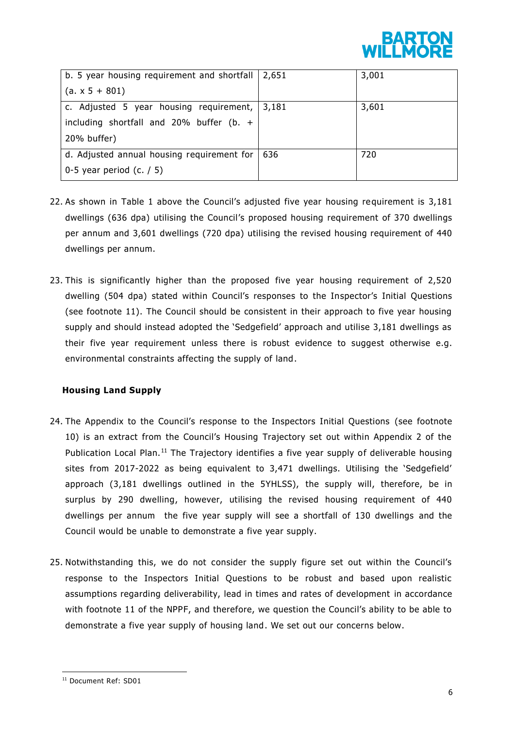| b. 5 year housing requirement and shortfall (a. x 5 + 801) | 2,651 | 3,001 |
|---|---|---|
| c. Adjusted 5 year housing requirement, including shortfall and 20% buffer (b. + 20% buffer) | 3,181 | 3,601 |
| d. Adjusted annual housing requirement for 0-5 year period (c. / 5) | 636 | 720 |

22. As shown in Table 1 above the Council's adjusted five year housing requirement is 3,181 dwellings (636 dpa) utilising the Council's proposed housing requirement of 370 dwellings per annum and 3,601 dwellings (720 dpa) utilising the revised housing requirement of 440 dwellings per annum.

23. This is significantly higher than the proposed five year housing requirement of 2,520 dwelling (504 dpa) stated within Council's responses to the Inspector's Initial Questions (see footnote 11). The Council should be consistent in their approach to five year housing supply and should instead adopted the 'Sedgefield' approach and utilise 3,181 dwellings as their five year requirement unless there is robust evidence to suggest otherwise e.g. environmental constraints affecting the supply of land.

**Housing Land Supply**

24. The Appendix to the Council's response to the Inspectors Initial Questions (see footnote 10) is an extract from the Council's Housing Trajectory set out within Appendix 2 of the Publication Local Plan.[11] The Trajectory identifies a five year supply of deliverable housing sites from 2017-2022 as being equivalent to 3,471 dwellings. Utilising the 'Sedgefield' approach (3,181 dwellings outlined in the 5YHLSS), the supply will, therefore, be in surplus by 290 dwelling, however, utilising the revised housing requirement of 440 dwellings per annum the five year supply will see a shortfall of 130 dwellings and the Council would be unable to demonstrate a five year supply.

25. Notwithstanding this, we do not consider the supply figure set out within the Council's response to the Inspectors Initial Questions to be robust and based upon realistic assumptions regarding deliverability, lead in times and rates of development in accordance with footnote 11 of the NPPF, and therefore, we question the Council's ability to be able to demonstrate a five year supply of housing land. We set out our concerns below.

[11] Document Ref: SD01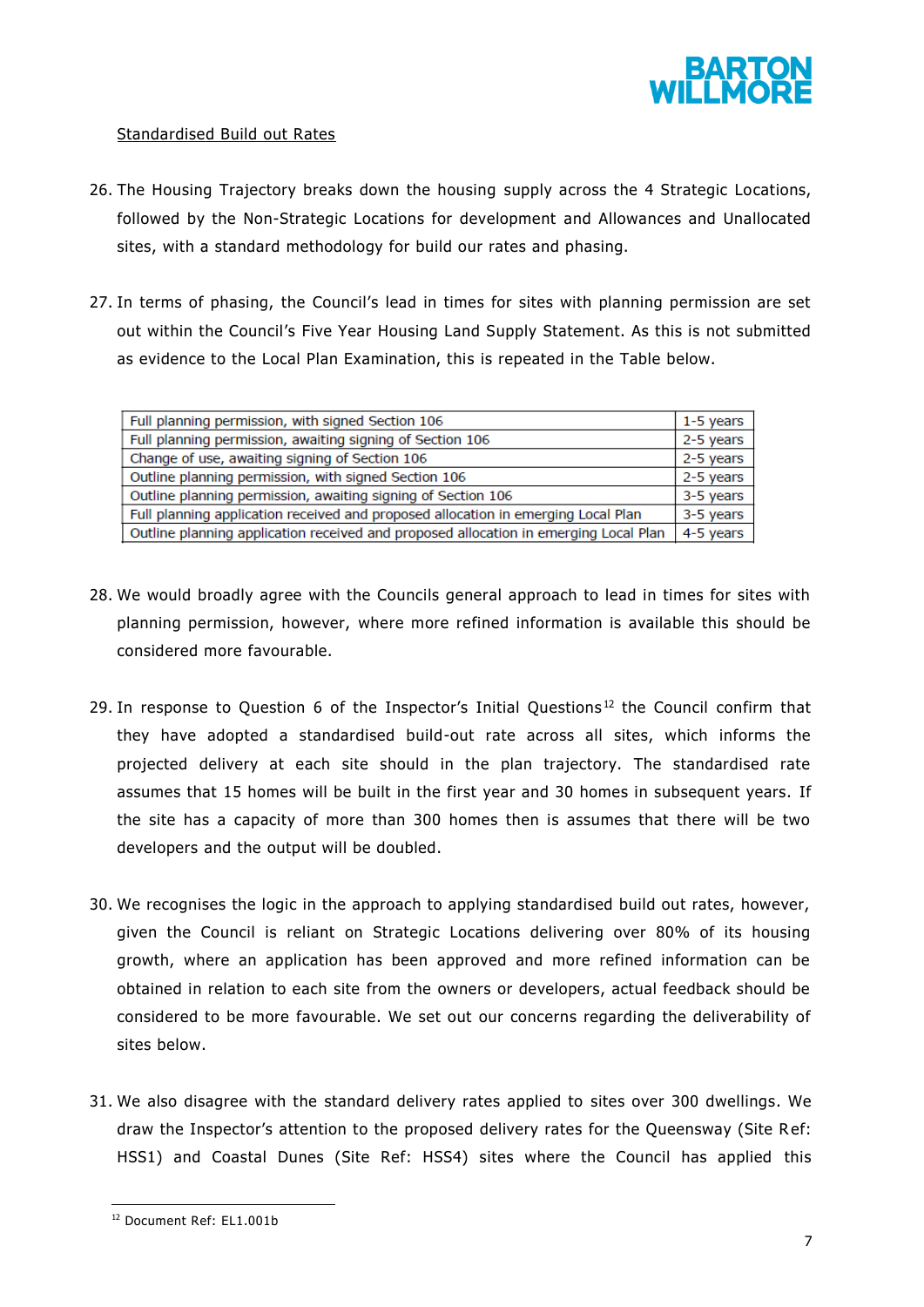Standardised Build out Rates

26. The Housing Trajectory breaks down the housing supply across the 4 Strategic Locations, followed by the Non-Strategic Locations for development and Allowances and Unallocated sites, with a standard methodology for build our rates and phasing.

27. In terms of phasing, the Council's lead in times for sites with planning permission are set out within the Council's Five Year Housing Land Supply Statement. As this is not submitted as evidence to the Local Plan Examination, this is repeated in the Table below.

| Full planning permission, with signed Section 106 | 1-5 years |
|---|---|
| Full planning permission, awaiting signing of Section 106 | 2-5 years |
| Change of use, awaiting signing of Section 106 | 2-5 years |
| Outline planning permission, with signed Section 106 | 2-5 years |
| Outline planning permission, awaiting signing of Section 106 | 3-5 years |
| Full planning application received and proposed allocation in emerging Local Plan | 3-5 years |
| Outline planning application received and proposed allocation in emerging Local Plan | 4-5 years |

28. We would broadly agree with the Councils general approach to lead in times for sites with planning permission, however, where more refined information is available this should be considered more favourable.

29. In response to Question 6 of the Inspector's Initial Questions[12] the Council confirm that they have adopted a standardised build-out rate across all sites, which informs the projected delivery at each site should in the plan trajectory. The standardised rate assumes that 15 homes will be built in the first year and 30 homes in subsequent years. If the site has a capacity of more than 300 homes then is assumes that there will be two developers and the output will be doubled.

30. We recognises the logic in the approach to applying standardised build out rates, however, given the Council is reliant on Strategic Locations delivering over 80% of its housing growth, where an application has been approved and more refined information can be obtained in relation to each site from the owners or developers, actual feedback should be considered to be more favourable. We set out our concerns regarding the deliverability of sites below.

31. We also disagree with the standard delivery rates applied to sites over 300 dwellings. We draw the Inspector's attention to the proposed delivery rates for the Queensway (Site Ref: HSS1) and Coastal Dunes (Site Ref: HSS4) sites where the Council has applied this

[12] Document Ref: EL1.001b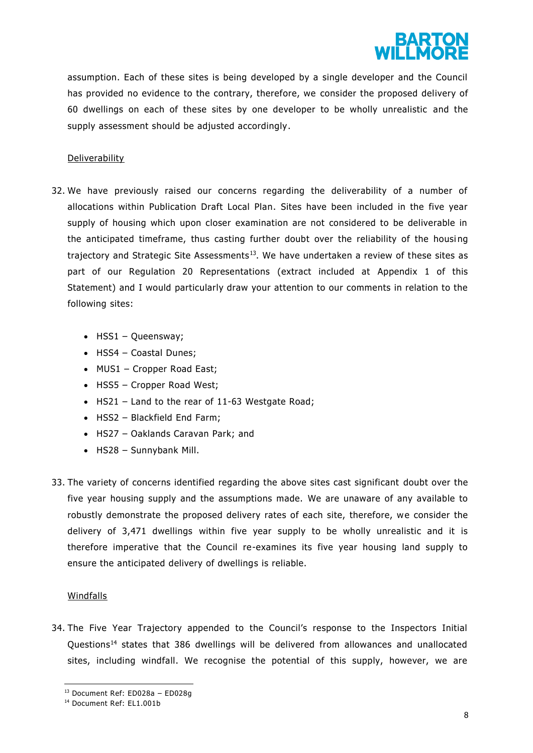assumption. Each of these sites is being developed by a single developer and the Council has provided no evidence to the contrary, therefore, we consider the proposed delivery of 60 dwellings on each of these sites by one developer to be wholly unrealistic and the supply assessment should be adjusted accordingly.

Deliverability

32. We have previously raised our concerns regarding the deliverability of a number of allocations within Publication Draft Local Plan. Sites have been included in the five year supply of housing which upon closer examination are not considered to be deliverable in the anticipated timeframe, thus casting further doubt over the reliability of the housing trajectory and Strategic Site Assessments[13]. We have undertaken a review of these sites as part of our Regulation 20 Representations (extract included at Appendix 1 of this Statement) and I would particularly draw your attention to our comments in relation to the following sites:

    - HSS1 – Queensway;
    - HSS4 – Coastal Dunes;
    - MUS1 – Cropper Road East;
    - HSS5 – Cropper Road West;
    - HS21 – Land to the rear of 11-63 Westgate Road;
    - HSS2 – Blackfield End Farm;
    - HS27 – Oaklands Caravan Park; and
    - HS28 – Sunnybank Mill.

33. The variety of concerns identified regarding the above sites cast significant doubt over the five year housing supply and the assumptions made. We are unaware of any available to robustly demonstrate the proposed delivery rates of each site, therefore, we consider the delivery of 3,471 dwellings within five year supply to be wholly unrealistic and it is therefore imperative that the Council re-examines its five year housing land supply to ensure the anticipated delivery of dwellings is reliable.

Windfalls

34. The Five Year Trajectory appended to the Council's response to the Inspectors Initial Questions[14] states that 386 dwellings will be delivered from allowances and unallocated sites, including windfall. We recognise the potential of this supply, however, we are

[13] Document Ref: ED028a – ED028g

[14] Document Ref: EL1.001b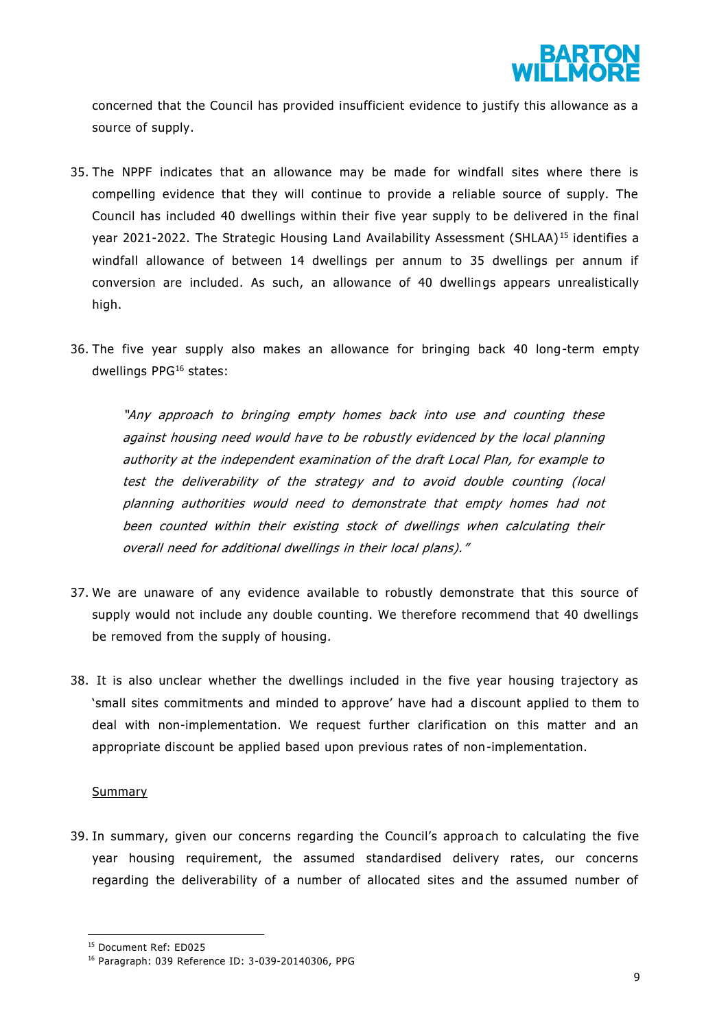concerned that the Council has provided insufficient evidence to justify this allowance as a source of supply.

35. The NPPF indicates that an allowance may be made for windfall sites where there is compelling evidence that they will continue to provide a reliable source of supply. The Council has included 40 dwellings within their five year supply to be delivered in the final year 2021-2022. The Strategic Housing Land Availability Assessment (SHLAA)[15] identifies a windfall allowance of between 14 dwellings per annum to 35 dwellings per annum if conversion are included. As such, an allowance of 40 dwellings appears unrealistically high.

36. The five year supply also makes an allowance for bringing back 40 long-term empty dwellings PPG[16] states:

> *"Any approach to bringing empty homes back into use and counting these against housing need would have to be robustly evidenced by the local planning authority at the independent examination of the draft Local Plan, for example to test the deliverability of the strategy and to avoid double counting (local planning authorities would need to demonstrate that empty homes had not been counted within their existing stock of dwellings when calculating their overall need for additional dwellings in their local plans)."*

37. We are unaware of any evidence available to robustly demonstrate that this source of supply would not include any double counting. We therefore recommend that 40 dwellings be removed from the supply of housing.

38. It is also unclear whether the dwellings included in the five year housing trajectory as 'small sites commitments and minded to approve' have had a discount applied to them to deal with non-implementation. We request further clarification on this matter and an appropriate discount be applied based upon previous rates of non-implementation.

<u>Summary</u>

39. In summary, given our concerns regarding the Council's approach to calculating the five year housing requirement, the assumed standardised delivery rates, our concerns regarding the deliverability of a number of allocated sites and the assumed number of

---

[15] Document Ref: ED025

[16] Paragraph: 039 Reference ID: 3-039-20140306, PPG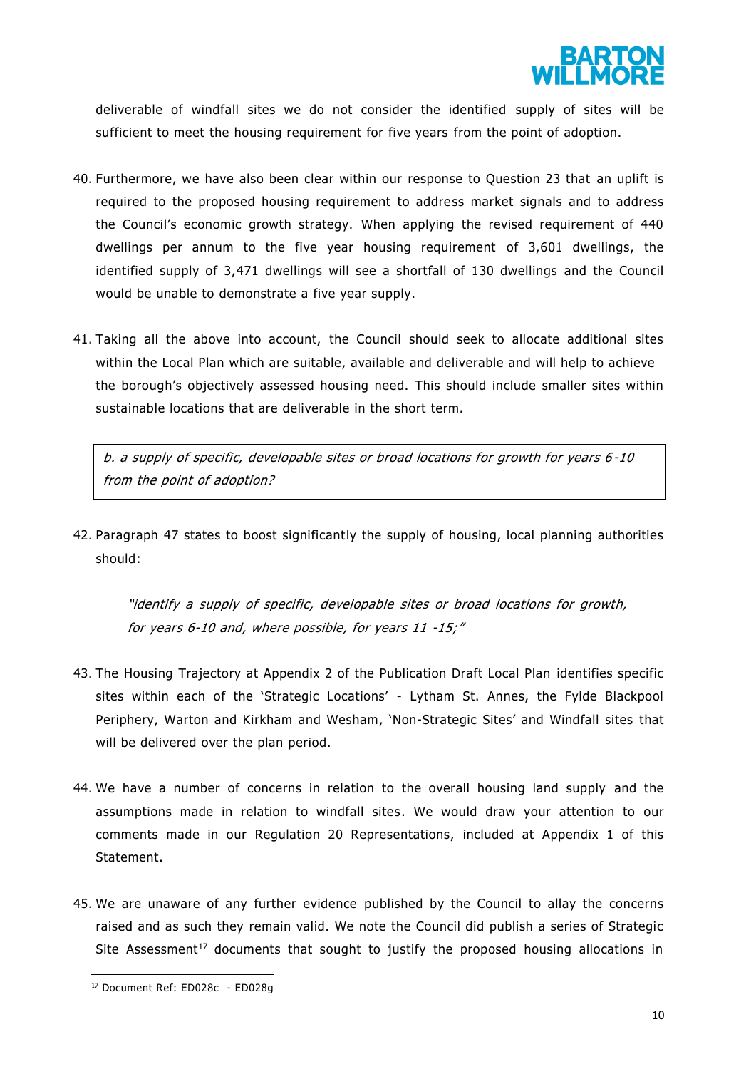deliverable of windfall sites we do not consider the identified supply of sites will be sufficient to meet the housing requirement for five years from the point of adoption.

40. Furthermore, we have also been clear within our response to Question 23 that an uplift is required to the proposed housing requirement to address market signals and to address the Council's economic growth strategy. When applying the revised requirement of 440 dwellings per annum to the five year housing requirement of 3,601 dwellings, the identified supply of 3,471 dwellings will see a shortfall of 130 dwellings and the Council would be unable to demonstrate a five year supply.

41. Taking all the above into account, the Council should seek to allocate additional sites within the Local Plan which are suitable, available and deliverable and will help to achieve the borough's objectively assessed housing need. This should include smaller sites within sustainable locations that are deliverable in the short term.

*b. a supply of specific, developable sites or broad locations for growth for years 6-10 from the point of adoption?*

42. Paragraph 47 states to boost significantly the supply of housing, local planning authorities should:

    *"identify a supply of specific, developable sites or broad locations for growth, for years 6-10 and, where possible, for years 11 -15;"*

43. The Housing Trajectory at Appendix 2 of the Publication Draft Local Plan identifies specific sites within each of the 'Strategic Locations' - Lytham St. Annes, the Fylde Blackpool Periphery, Warton and Kirkham and Wesham, 'Non-Strategic Sites' and Windfall sites that will be delivered over the plan period.

44. We have a number of concerns in relation to the overall housing land supply and the assumptions made in relation to windfall sites. We would draw your attention to our comments made in our Regulation 20 Representations, included at Appendix 1 of this Statement.

45. We are unaware of any further evidence published by the Council to allay the concerns raised and as such they remain valid. We note the Council did publish a series of Strategic Site Assessment[17] documents that sought to justify the proposed housing allocations in

[17] Document Ref: ED028c - ED028g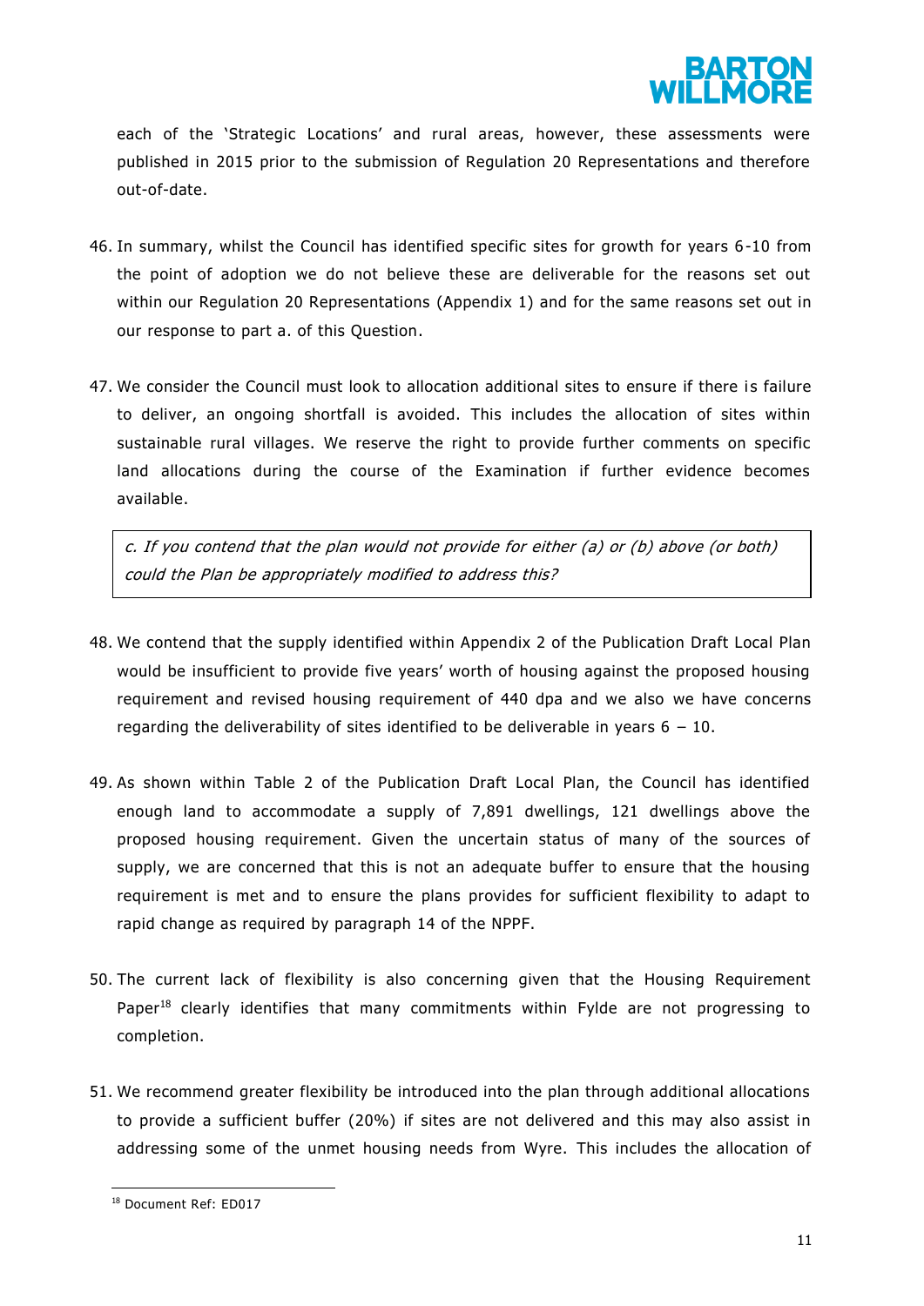each of the 'Strategic Locations' and rural areas, however, these assessments were published in 2015 prior to the submission of Regulation 20 Representations and therefore out-of-date.

46. In summary, whilst the Council has identified specific sites for growth for years 6-10 from the point of adoption we do not believe these are deliverable for the reasons set out within our Regulation 20 Representations (Appendix 1) and for the same reasons set out in our response to part a. of this Question.

47. We consider the Council must look to allocation additional sites to ensure if there is failure to deliver, an ongoing shortfall is avoided. This includes the allocation of sites within sustainable rural villages. We reserve the right to provide further comments on specific land allocations during the course of the Examination if further evidence becomes available.

> *c. If you contend that the plan would not provide for either (a) or (b) above (or both) could the Plan be appropriately modified to address this?*

48. We contend that the supply identified within Appendix 2 of the Publication Draft Local Plan would be insufficient to provide five years' worth of housing against the proposed housing requirement and revised housing requirement of 440 dpa and we also we have concerns regarding the deliverability of sites identified to be deliverable in years 6 – 10.

49. As shown within Table 2 of the Publication Draft Local Plan, the Council has identified enough land to accommodate a supply of 7,891 dwellings, 121 dwellings above the proposed housing requirement. Given the uncertain status of many of the sources of supply, we are concerned that this is not an adequate buffer to ensure that the housing requirement is met and to ensure the plans provides for sufficient flexibility to adapt to rapid change as required by paragraph 14 of the NPPF.

50. The current lack of flexibility is also concerning given that the Housing Requirement Paper[18] clearly identifies that many commitments within Fylde are not progressing to completion.

51. We recommend greater flexibility be introduced into the plan through additional allocations to provide a sufficient buffer (20%) if sites are not delivered and this may also assist in addressing some of the unmet housing needs from Wyre. This includes the allocation of

[18] Document Ref: ED017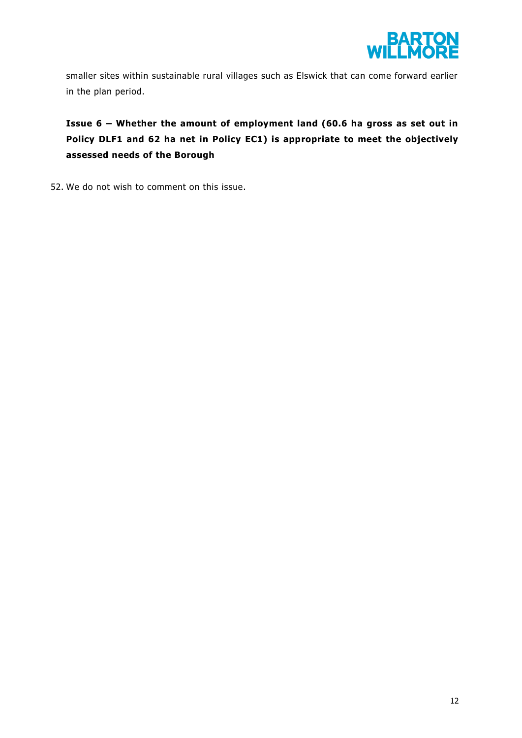smaller sites within sustainable rural villages such as Elswick that can come forward earlier in the plan period.

**Issue 6 – Whether the amount of employment land (60.6 ha gross as set out in Policy DLF1 and 62 ha net in Policy EC1) is appropriate to meet the objectively assessed needs of the Borough**

52. We do not wish to comment on this issue.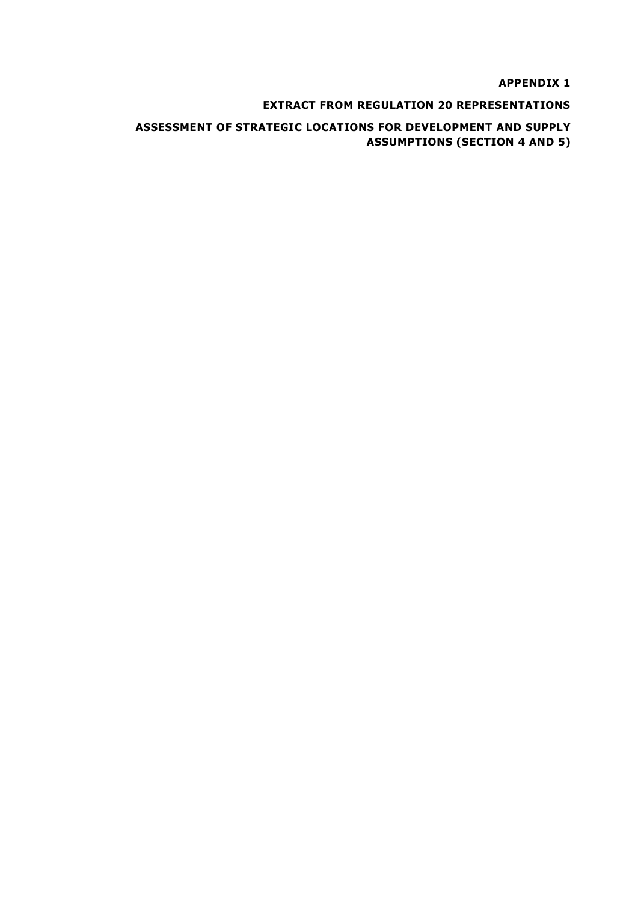**APPENDIX 1**

**EXTRACT FROM REGULATION 20 REPRESENTATIONS**

**ASSESSMENT OF STRATEGIC LOCATIONS FOR DEVELOPMENT AND SUPPLY ASSUMPTIONS (SECTION 4 AND 5)**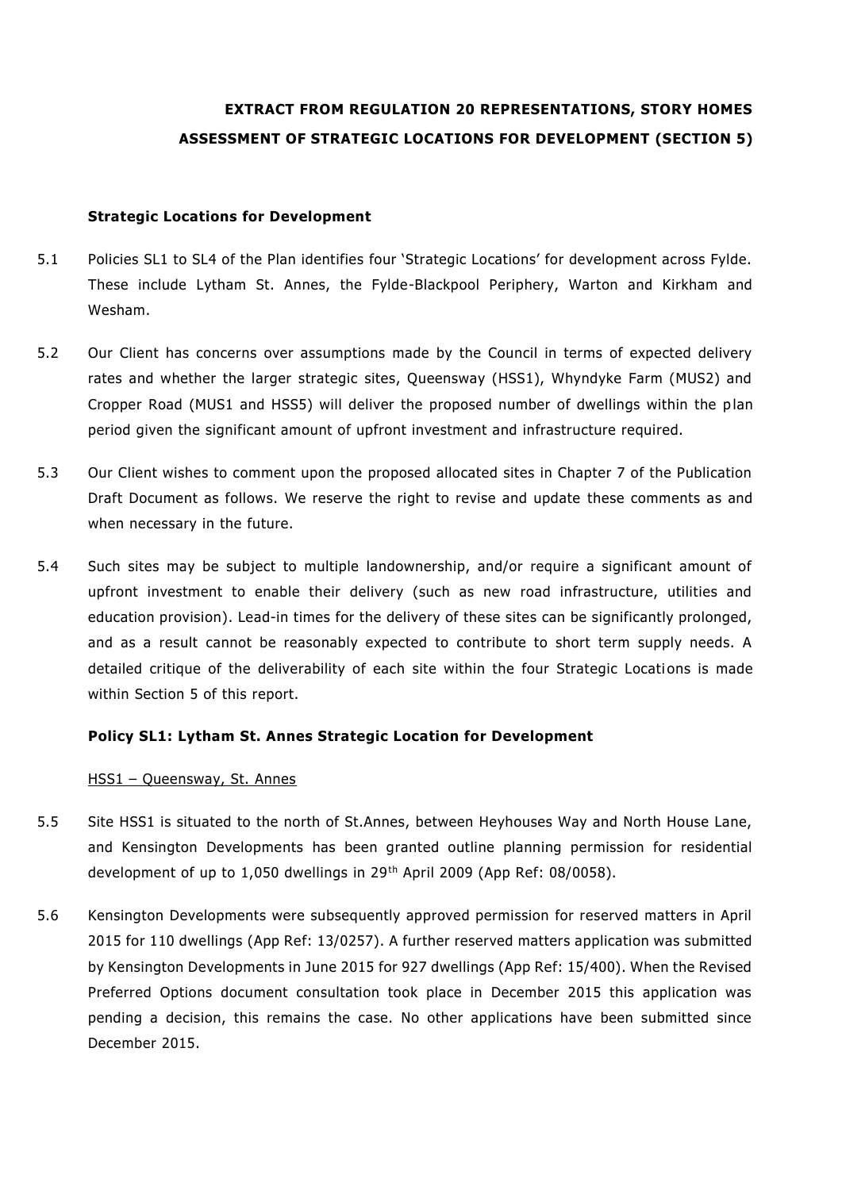# EXTRACT FROM REGULATION 20 REPRESENTATIONS, STORY HOMES ASSESSMENT OF STRATEGIC LOCATIONS FOR DEVELOPMENT (SECTION 5)

### Strategic Locations for Development

5.1 Policies SL1 to SL4 of the Plan identifies four 'Strategic Locations' for development across Fylde. These include Lytham St. Annes, the Fylde-Blackpool Periphery, Warton and Kirkham and Wesham.

5.2 Our Client has concerns over assumptions made by the Council in terms of expected delivery rates and whether the larger strategic sites, Queensway (HSS1), Whyndyke Farm (MUS2) and Cropper Road (MUS1 and HSS5) will deliver the proposed number of dwellings within the plan period given the significant amount of upfront investment and infrastructure required.

5.3 Our Client wishes to comment upon the proposed allocated sites in Chapter 7 of the Publication Draft Document as follows. We reserve the right to revise and update these comments as and when necessary in the future.

5.4 Such sites may be subject to multiple landownership, and/or require a significant amount of upfront investment to enable their delivery (such as new road infrastructure, utilities and education provision). Lead-in times for the delivery of these sites can be significantly prolonged, and as a result cannot be reasonably expected to contribute to short term supply needs. A detailed critique of the deliverability of each site within the four Strategic Locations is made within Section 5 of this report.

### Policy SL1: Lytham St. Annes Strategic Location for Development

HSS1 – Queensway, St. Annes

5.5 Site HSS1 is situated to the north of St.Annes, between Heyhouses Way and North House Lane, and Kensington Developments has been granted outline planning permission for residential development of up to 1,050 dwellings in 29th April 2009 (App Ref: 08/0058).

5.6 Kensington Developments were subsequently approved permission for reserved matters in April 2015 for 110 dwellings (App Ref: 13/0257). A further reserved matters application was submitted by Kensington Developments in June 2015 for 927 dwellings (App Ref: 15/400). When the Revised Preferred Options document consultation took place in December 2015 this application was pending a decision, this remains the case. No other applications have been submitted since December 2015.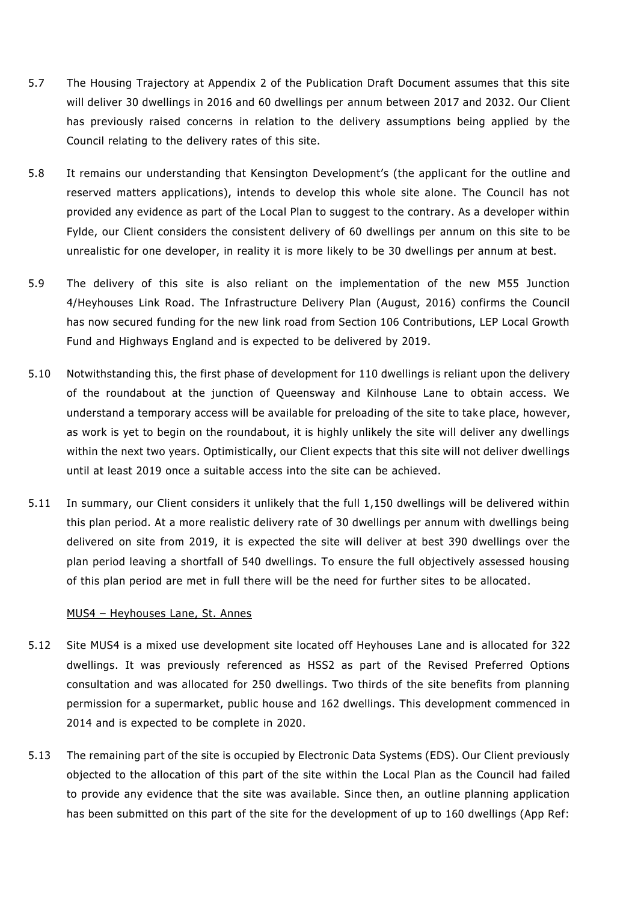5.7 The Housing Trajectory at Appendix 2 of the Publication Draft Document assumes that this site will deliver 30 dwellings in 2016 and 60 dwellings per annum between 2017 and 2032. Our Client has previously raised concerns in relation to the delivery assumptions being applied by the Council relating to the delivery rates of this site.

5.8 It remains our understanding that Kensington Development's (the applicant for the outline and reserved matters applications), intends to develop this whole site alone. The Council has not provided any evidence as part of the Local Plan to suggest to the contrary. As a developer within Fylde, our Client considers the consistent delivery of 60 dwellings per annum on this site to be unrealistic for one developer, in reality it is more likely to be 30 dwellings per annum at best.

5.9 The delivery of this site is also reliant on the implementation of the new M55 Junction 4/Heyhouses Link Road. The Infrastructure Delivery Plan (August, 2016) confirms the Council has now secured funding for the new link road from Section 106 Contributions, LEP Local Growth Fund and Highways England and is expected to be delivered by 2019.

5.10 Notwithstanding this, the first phase of development for 110 dwellings is reliant upon the delivery of the roundabout at the junction of Queensway and Kilnhouse Lane to obtain access. We understand a temporary access will be available for preloading of the site to take place, however, as work is yet to begin on the roundabout, it is highly unlikely the site will deliver any dwellings within the next two years. Optimistically, our Client expects that this site will not deliver dwellings until at least 2019 once a suitable access into the site can be achieved.

5.11 In summary, our Client considers it unlikely that the full 1,150 dwellings will be delivered within this plan period. At a more realistic delivery rate of 30 dwellings per annum with dwellings being delivered on site from 2019, it is expected the site will deliver at best 390 dwellings over the plan period leaving a shortfall of 540 dwellings. To ensure the full objectively assessed housing of this plan period are met in full there will be the need for further sites to be allocated.

MUS4 – Heyhouses Lane, St. Annes

5.12 Site MUS4 is a mixed use development site located off Heyhouses Lane and is allocated for 322 dwellings. It was previously referenced as HSS2 as part of the Revised Preferred Options consultation and was allocated for 250 dwellings. Two thirds of the site benefits from planning permission for a supermarket, public house and 162 dwellings. This development commenced in 2014 and is expected to be complete in 2020.

5.13 The remaining part of the site is occupied by Electronic Data Systems (EDS). Our Client previously objected to the allocation of this part of the site within the Local Plan as the Council had failed to provide any evidence that the site was available. Since then, an outline planning application has been submitted on this part of the site for the development of up to 160 dwellings (App Ref: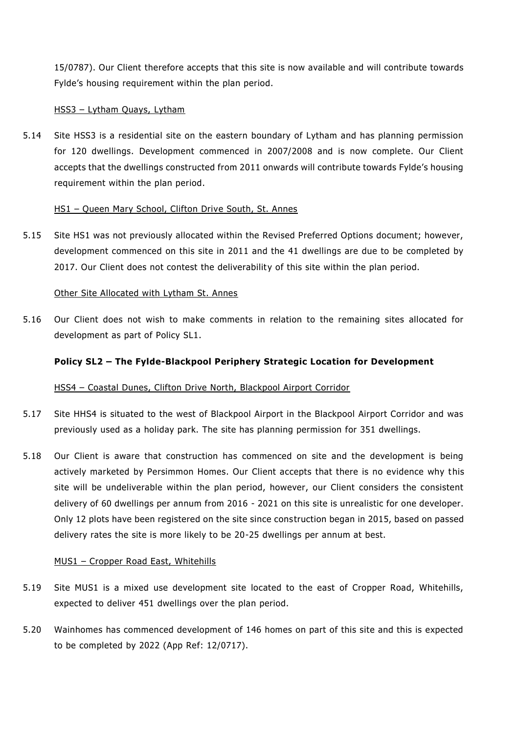15/0787). Our Client therefore accepts that this site is now available and will contribute towards Fylde's housing requirement within the plan period.

<u>HSS3 – Lytham Quays, Lytham</u>

5.14 Site HSS3 is a residential site on the eastern boundary of Lytham and has planning permission for 120 dwellings. Development commenced in 2007/2008 and is now complete. Our Client accepts that the dwellings constructed from 2011 onwards will contribute towards Fylde's housing requirement within the plan period.

<u>HS1 – Queen Mary School, Clifton Drive South, St. Annes</u>

5.15 Site HS1 was not previously allocated within the Revised Preferred Options document; however, development commenced on this site in 2011 and the 41 dwellings are due to be completed by 2017. Our Client does not contest the deliverability of this site within the plan period.

<u>Other Site Allocated with Lytham St. Annes</u>

5.16 Our Client does not wish to make comments in relation to the remaining sites allocated for development as part of Policy SL1.

**Policy SL2 – The Fylde-Blackpool Periphery Strategic Location for Development**

<u>HSS4 – Coastal Dunes, Clifton Drive North, Blackpool Airport Corridor</u>

5.17 Site HHS4 is situated to the west of Blackpool Airport in the Blackpool Airport Corridor and was previously used as a holiday park. The site has planning permission for 351 dwellings.

5.18 Our Client is aware that construction has commenced on site and the development is being actively marketed by Persimmon Homes. Our Client accepts that there is no evidence why this site will be undeliverable within the plan period, however, our Client considers the consistent delivery of 60 dwellings per annum from 2016 - 2021 on this site is unrealistic for one developer. Only 12 plots have been registered on the site since construction began in 2015, based on passed delivery rates the site is more likely to be 20-25 dwellings per annum at best.

<u>MUS1 – Cropper Road East, Whitehills</u>

5.19 Site MUS1 is a mixed use development site located to the east of Cropper Road, Whitehills, expected to deliver 451 dwellings over the plan period.

5.20 Wainhomes has commenced development of 146 homes on part of this site and this is expected to be completed by 2022 (App Ref: 12/0717).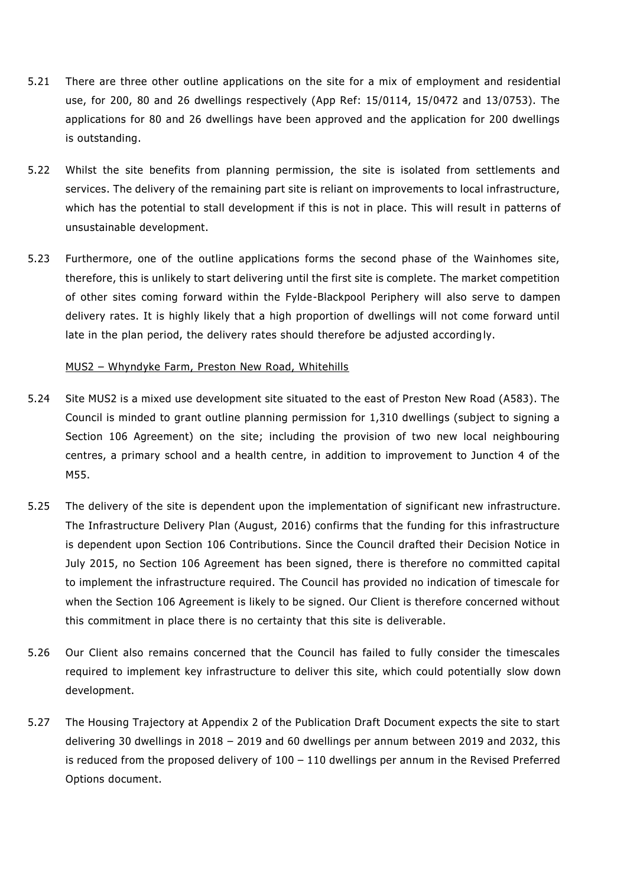5.21 There are three other outline applications on the site for a mix of employment and residential use, for 200, 80 and 26 dwellings respectively (App Ref: 15/0114, 15/0472 and 13/0753). The applications for 80 and 26 dwellings have been approved and the application for 200 dwellings is outstanding.

5.22 Whilst the site benefits from planning permission, the site is isolated from settlements and services. The delivery of the remaining part site is reliant on improvements to local infrastructure, which has the potential to stall development if this is not in place. This will result in patterns of unsustainable development.

5.23 Furthermore, one of the outline applications forms the second phase of the Wainhomes site, therefore, this is unlikely to start delivering until the first site is complete. The market competition of other sites coming forward within the Fylde-Blackpool Periphery will also serve to dampen delivery rates. It is highly likely that a high proportion of dwellings will not come forward until late in the plan period, the delivery rates should therefore be adjusted accordingly.

<u>MUS2 – Whyndyke Farm, Preston New Road, Whitehills</u>

5.24 Site MUS2 is a mixed use development site situated to the east of Preston New Road (A583). The Council is minded to grant outline planning permission for 1,310 dwellings (subject to signing a Section 106 Agreement) on the site; including the provision of two new local neighbouring centres, a primary school and a health centre, in addition to improvement to Junction 4 of the M55.

5.25 The delivery of the site is dependent upon the implementation of significant new infrastructure. The Infrastructure Delivery Plan (August, 2016) confirms that the funding for this infrastructure is dependent upon Section 106 Contributions. Since the Council drafted their Decision Notice in July 2015, no Section 106 Agreement has been signed, there is therefore no committed capital to implement the infrastructure required. The Council has provided no indication of timescale for when the Section 106 Agreement is likely to be signed. Our Client is therefore concerned without this commitment in place there is no certainty that this site is deliverable.

5.26 Our Client also remains concerned that the Council has failed to fully consider the timescales required to implement key infrastructure to deliver this site, which could potentially slow down development.

5.27 The Housing Trajectory at Appendix 2 of the Publication Draft Document expects the site to start delivering 30 dwellings in 2018 – 2019 and 60 dwellings per annum between 2019 and 2032, this is reduced from the proposed delivery of 100 – 110 dwellings per annum in the Revised Preferred Options document.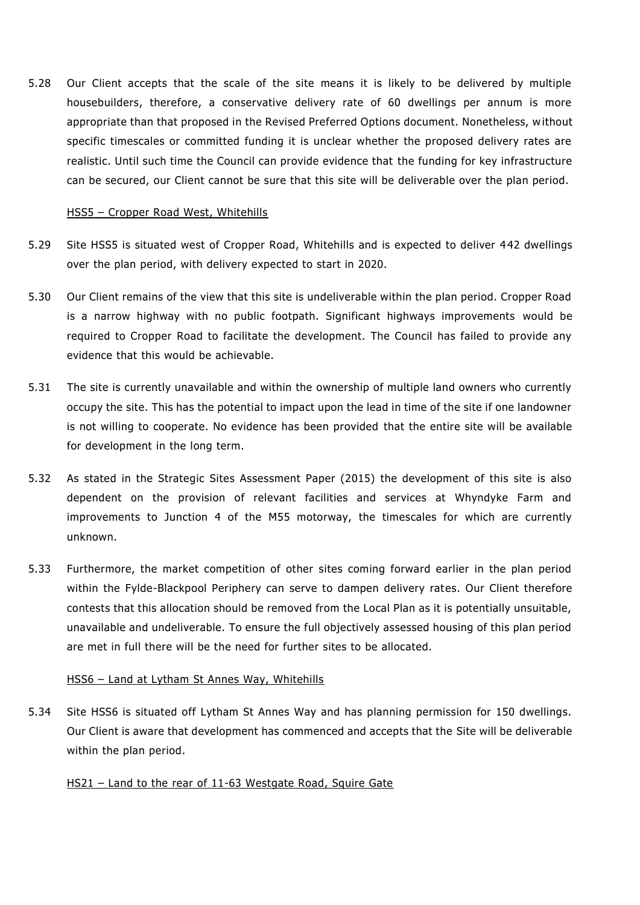5.28 Our Client accepts that the scale of the site means it is likely to be delivered by multiple housebuilders, therefore, a conservative delivery rate of 60 dwellings per annum is more appropriate than that proposed in the Revised Preferred Options document. Nonetheless, without specific timescales or committed funding it is unclear whether the proposed delivery rates are realistic. Until such time the Council can provide evidence that the funding for key infrastructure can be secured, our Client cannot be sure that this site will be deliverable over the plan period.

<u>HSS5 – Cropper Road West, Whitehills</u>

5.29 Site HSS5 is situated west of Cropper Road, Whitehills and is expected to deliver 442 dwellings over the plan period, with delivery expected to start in 2020.

5.30 Our Client remains of the view that this site is undeliverable within the plan period. Cropper Road is a narrow highway with no public footpath. Significant highways improvements would be required to Cropper Road to facilitate the development. The Council has failed to provide any evidence that this would be achievable.

5.31 The site is currently unavailable and within the ownership of multiple land owners who currently occupy the site. This has the potential to impact upon the lead in time of the site if one landowner is not willing to cooperate. No evidence has been provided that the entire site will be available for development in the long term.

5.32 As stated in the Strategic Sites Assessment Paper (2015) the development of this site is also dependent on the provision of relevant facilities and services at Whyndyke Farm and improvements to Junction 4 of the M55 motorway, the timescales for which are currently unknown.

5.33 Furthermore, the market competition of other sites coming forward earlier in the plan period within the Fylde-Blackpool Periphery can serve to dampen delivery rates. Our Client therefore contests that this allocation should be removed from the Local Plan as it is potentially unsuitable, unavailable and undeliverable. To ensure the full objectively assessed housing of this plan period are met in full there will be the need for further sites to be allocated.

<u>HSS6 – Land at Lytham St Annes Way, Whitehills</u>

5.34 Site HSS6 is situated off Lytham St Annes Way and has planning permission for 150 dwellings. Our Client is aware that development has commenced and accepts that the Site will be deliverable within the plan period.

<u>HS21 – Land to the rear of 11-63 Westgate Road, Squire Gate</u>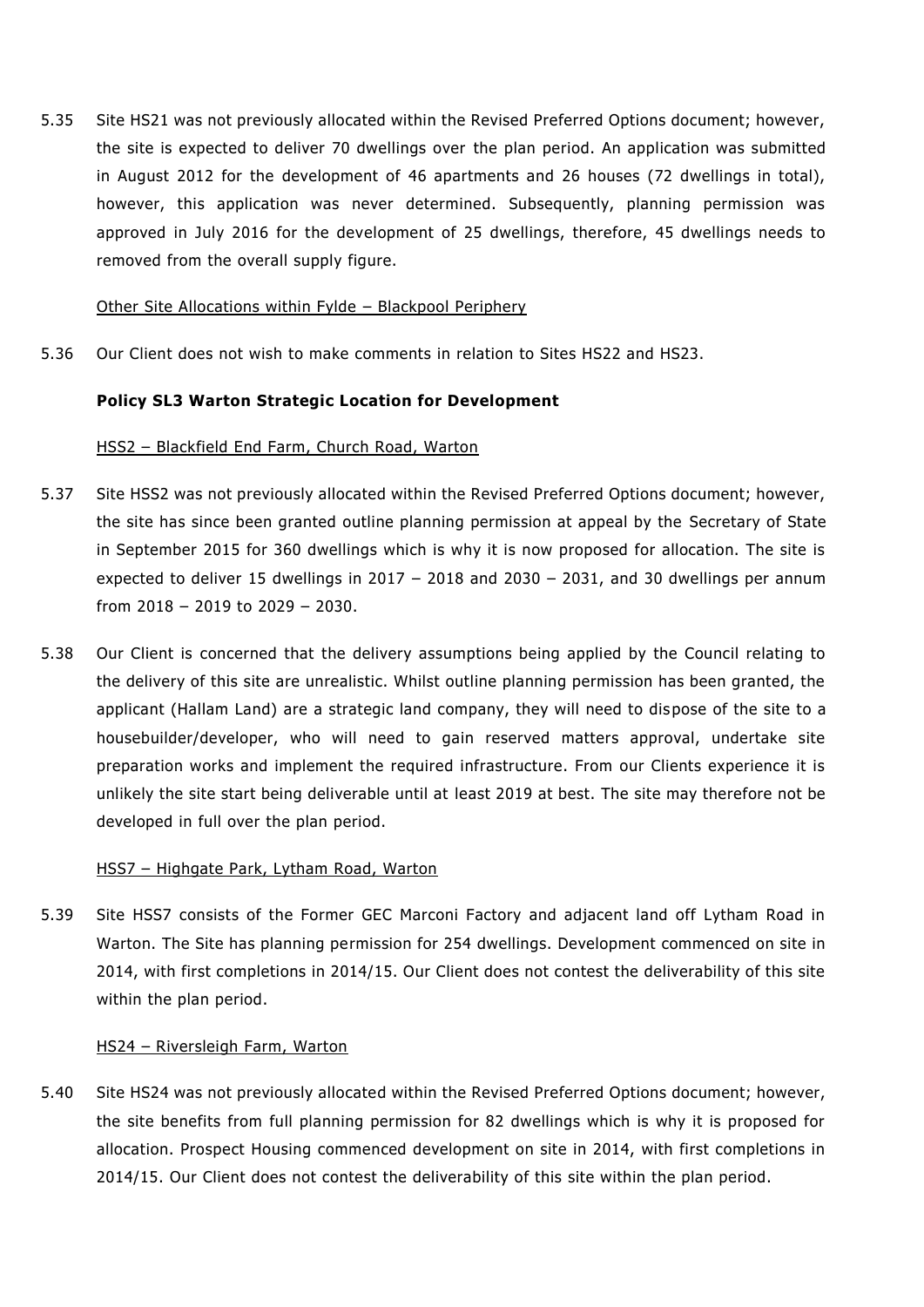5.35 Site HS21 was not previously allocated within the Revised Preferred Options document; however, the site is expected to deliver 70 dwellings over the plan period. An application was submitted in August 2012 for the development of 46 apartments and 26 houses (72 dwellings in total), however, this application was never determined. Subsequently, planning permission was approved in July 2016 for the development of 25 dwellings, therefore, 45 dwellings needs to removed from the overall supply figure.

Other Site Allocations within Fylde – Blackpool Periphery

5.36 Our Client does not wish to make comments in relation to Sites HS22 and HS23.

**Policy SL3 Warton Strategic Location for Development**

HSS2 – Blackfield End Farm, Church Road, Warton

5.37 Site HSS2 was not previously allocated within the Revised Preferred Options document; however, the site has since been granted outline planning permission at appeal by the Secretary of State in September 2015 for 360 dwellings which is why it is now proposed for allocation. The site is expected to deliver 15 dwellings in 2017 – 2018 and 2030 – 2031, and 30 dwellings per annum from 2018 – 2019 to 2029 – 2030.

5.38 Our Client is concerned that the delivery assumptions being applied by the Council relating to the delivery of this site are unrealistic. Whilst outline planning permission has been granted, the applicant (Hallam Land) are a strategic land company, they will need to dispose of the site to a housebuilder/developer, who will need to gain reserved matters approval, undertake site preparation works and implement the required infrastructure. From our Clients experience it is unlikely the site start being deliverable until at least 2019 at best. The site may therefore not be developed in full over the plan period.

HSS7 – Highgate Park, Lytham Road, Warton

5.39 Site HSS7 consists of the Former GEC Marconi Factory and adjacent land off Lytham Road in Warton. The Site has planning permission for 254 dwellings. Development commenced on site in 2014, with first completions in 2014/15. Our Client does not contest the deliverability of this site within the plan period.

HS24 – Riversleigh Farm, Warton

5.40 Site HS24 was not previously allocated within the Revised Preferred Options document; however, the site benefits from full planning permission for 82 dwellings which is why it is proposed for allocation. Prospect Housing commenced development on site in 2014, with first completions in 2014/15. Our Client does not contest the deliverability of this site within the plan period.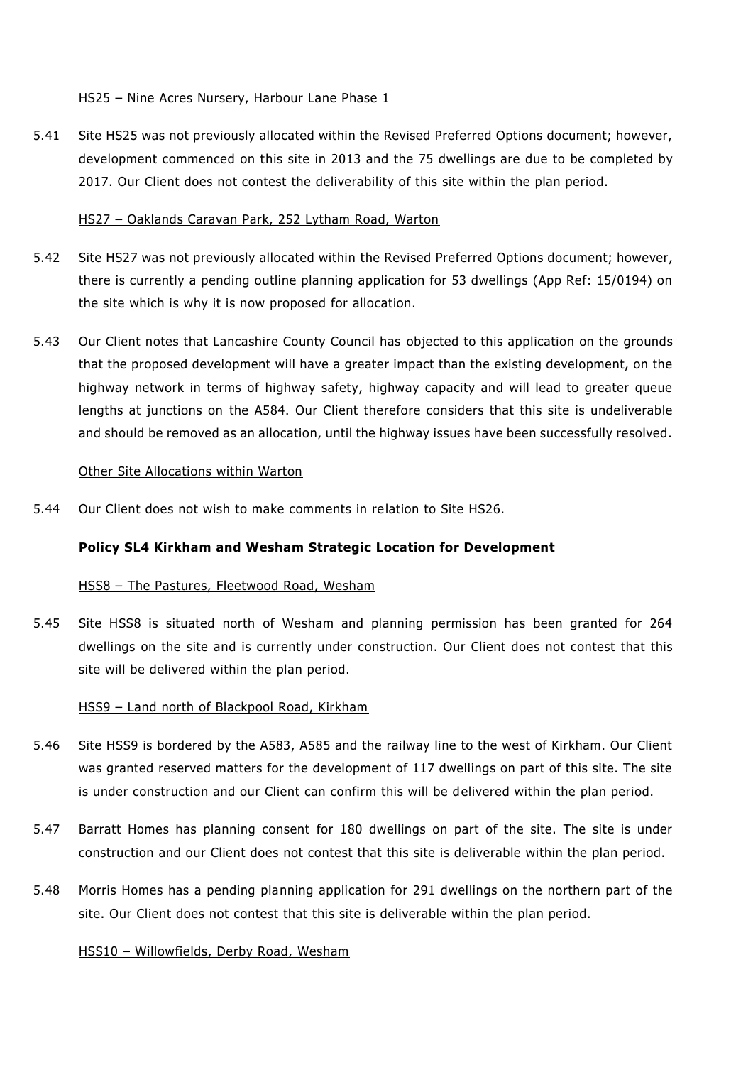<u>HS25 – Nine Acres Nursery, Harbour Lane Phase 1</u>

5.41 Site HS25 was not previously allocated within the Revised Preferred Options document; however, development commenced on this site in 2013 and the 75 dwellings are due to be completed by 2017. Our Client does not contest the deliverability of this site within the plan period.

<u>HS27 – Oaklands Caravan Park, 252 Lytham Road, Warton</u>

5.42 Site HS27 was not previously allocated within the Revised Preferred Options document; however, there is currently a pending outline planning application for 53 dwellings (App Ref: 15/0194) on the site which is why it is now proposed for allocation.

5.43 Our Client notes that Lancashire County Council has objected to this application on the grounds that the proposed development will have a greater impact than the existing development, on the highway network in terms of highway safety, highway capacity and will lead to greater queue lengths at junctions on the A584. Our Client therefore considers that this site is undeliverable and should be removed as an allocation, until the highway issues have been successfully resolved.

<u>Other Site Allocations within Warton</u>

5.44 Our Client does not wish to make comments in relation to Site HS26.

**Policy SL4 Kirkham and Wesham Strategic Location for Development**

<u>HSS8 – The Pastures, Fleetwood Road, Wesham</u>

5.45 Site HSS8 is situated north of Wesham and planning permission has been granted for 264 dwellings on the site and is currently under construction. Our Client does not contest that this site will be delivered within the plan period.

<u>HSS9 – Land north of Blackpool Road, Kirkham</u>

5.46 Site HSS9 is bordered by the A583, A585 and the railway line to the west of Kirkham. Our Client was granted reserved matters for the development of 117 dwellings on part of this site. The site is under construction and our Client can confirm this will be delivered within the plan period.

5.47 Barratt Homes has planning consent for 180 dwellings on part of the site. The site is under construction and our Client does not contest that this site is deliverable within the plan period.

5.48 Morris Homes has a pending planning application for 291 dwellings on the northern part of the site. Our Client does not contest that this site is deliverable within the plan period.

<u>HSS10 – Willowfields, Derby Road, Wesham</u>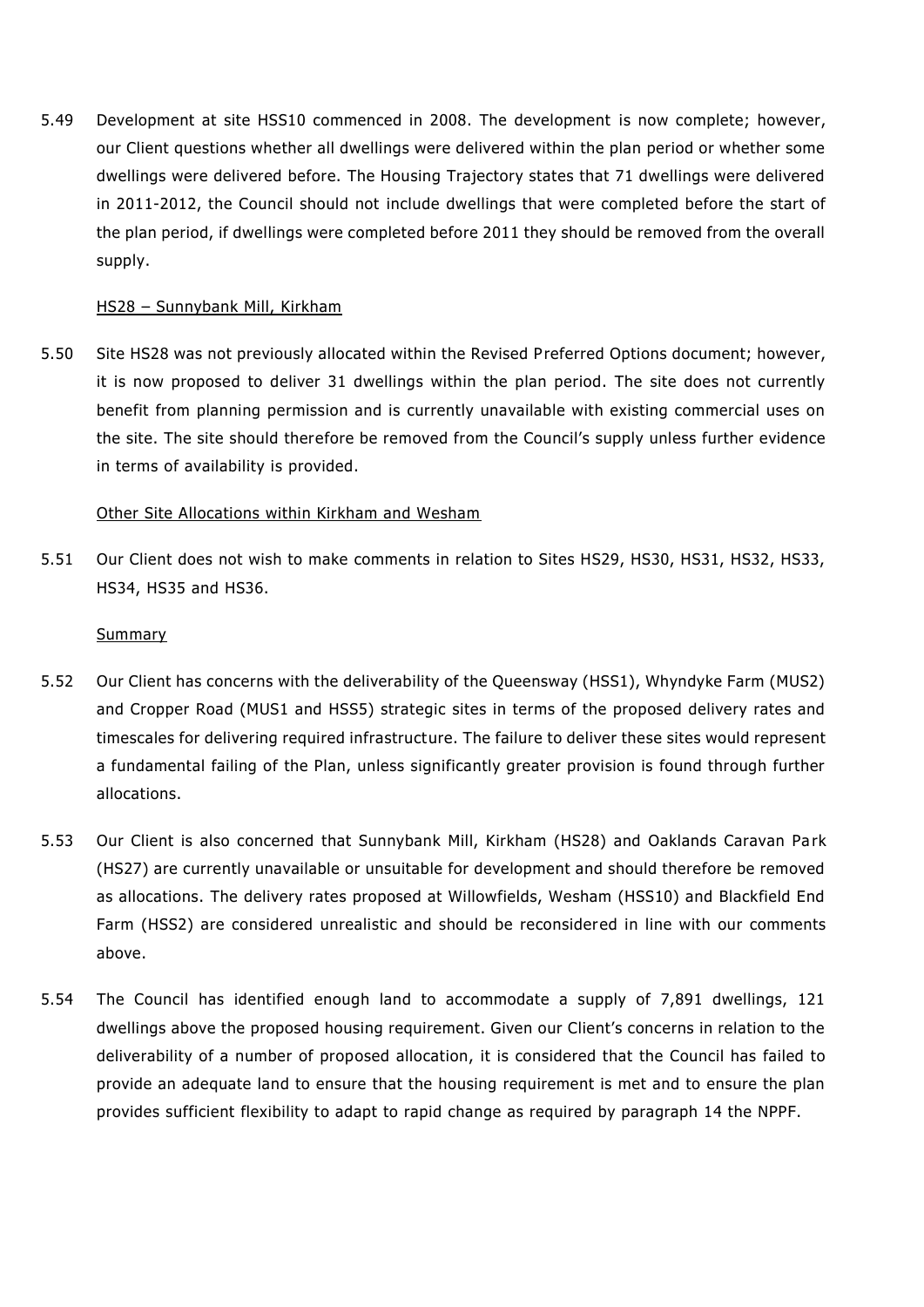5.49 Development at site HSS10 commenced in 2008. The development is now complete; however, our Client questions whether all dwellings were delivered within the plan period or whether some dwellings were delivered before. The Housing Trajectory states that 71 dwellings were delivered in 2011-2012, the Council should not include dwellings that were completed before the start of the plan period, if dwellings were completed before 2011 they should be removed from the overall supply.

<u>HS28 – Sunnybank Mill, Kirkham</u>

5.50 Site HS28 was not previously allocated within the Revised Preferred Options document; however, it is now proposed to deliver 31 dwellings within the plan period. The site does not currently benefit from planning permission and is currently unavailable with existing commercial uses on the site. The site should therefore be removed from the Council's supply unless further evidence in terms of availability is provided.

<u>Other Site Allocations within Kirkham and Wesham</u>

5.51 Our Client does not wish to make comments in relation to Sites HS29, HS30, HS31, HS32, HS33, HS34, HS35 and HS36.

<u>Summary</u>

5.52 Our Client has concerns with the deliverability of the Queensway (HSS1), Whyndyke Farm (MUS2) and Cropper Road (MUS1 and HSS5) strategic sites in terms of the proposed delivery rates and timescales for delivering required infrastructure. The failure to deliver these sites would represent a fundamental failing of the Plan, unless significantly greater provision is found through further allocations.

5.53 Our Client is also concerned that Sunnybank Mill, Kirkham (HS28) and Oaklands Caravan Park (HS27) are currently unavailable or unsuitable for development and should therefore be removed as allocations. The delivery rates proposed at Willowfields, Wesham (HSS10) and Blackfield End Farm (HSS2) are considered unrealistic and should be reconsidered in line with our comments above.

5.54 The Council has identified enough land to accommodate a supply of 7,891 dwellings, 121 dwellings above the proposed housing requirement. Given our Client's concerns in relation to the deliverability of a number of proposed allocation, it is considered that the Council has failed to provide an adequate land to ensure that the housing requirement is met and to ensure the plan provides sufficient flexibility to adapt to rapid change as required by paragraph 14 the NPPF.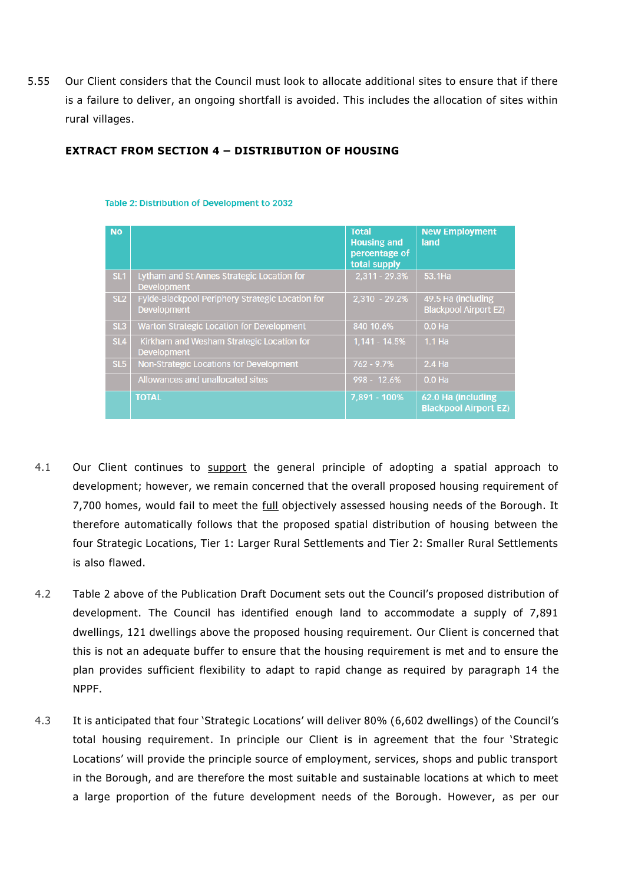5.55 Our Client considers that the Council must look to allocate additional sites to ensure that if there is a failure to deliver, an ongoing shortfall is avoided. This includes the allocation of sites within rural villages.

**EXTRACT FROM SECTION 4 – DISTRIBUTION OF HOUSING**

Table 2: Distribution of Development to 2032

| No | | Total Housing and percentage of total supply | New Employment land |
|---|---|---|---|
| SL1 | Lytham and St Annes Strategic Location for Development | 2,311 - 29.3% | 53.1Ha |
| SL2 | Fylde-Blackpool Periphery Strategic Location for Development | 2,310 - 29.2% | 49.5 Ha (including Blackpool Airport EZ) |
| SL3 | Warton Strategic Location for Development | 840 10.6% | 0.0 Ha |
| SL4 | Kirkham and Wesham Strategic Location for Development | 1,141 - 14.5% | 1.1 Ha |
| SL5 | Non-Strategic Locations for Development | 762 - 9.7% | 2.4 Ha |
| | Allowances and unallocated sites | 998 - 12.6% | 0.0 Ha |
| | TOTAL | 7,891 - 100% | 62.0 Ha (including Blackpool Airport EZ) |

4.1 Our Client continues to support the general principle of adopting a spatial approach to development; however, we remain concerned that the overall proposed housing requirement of 7,700 homes, would fail to meet the full objectively assessed housing needs of the Borough. It therefore automatically follows that the proposed spatial distribution of housing between the four Strategic Locations, Tier 1: Larger Rural Settlements and Tier 2: Smaller Rural Settlements is also flawed.

4.2 Table 2 above of the Publication Draft Document sets out the Council's proposed distribution of development. The Council has identified enough land to accommodate a supply of 7,891 dwellings, 121 dwellings above the proposed housing requirement. Our Client is concerned that this is not an adequate buffer to ensure that the housing requirement is met and to ensure the plan provides sufficient flexibility to adapt to rapid change as required by paragraph 14 the NPPF.

4.3 It is anticipated that four 'Strategic Locations' will deliver 80% (6,602 dwellings) of the Council's total housing requirement. In principle our Client is in agreement that the four 'Strategic Locations' will provide the principle source of employment, services, shops and public transport in the Borough, and are therefore the most suitable and sustainable locations at which to meet a large proportion of the future development needs of the Borough. However, as per our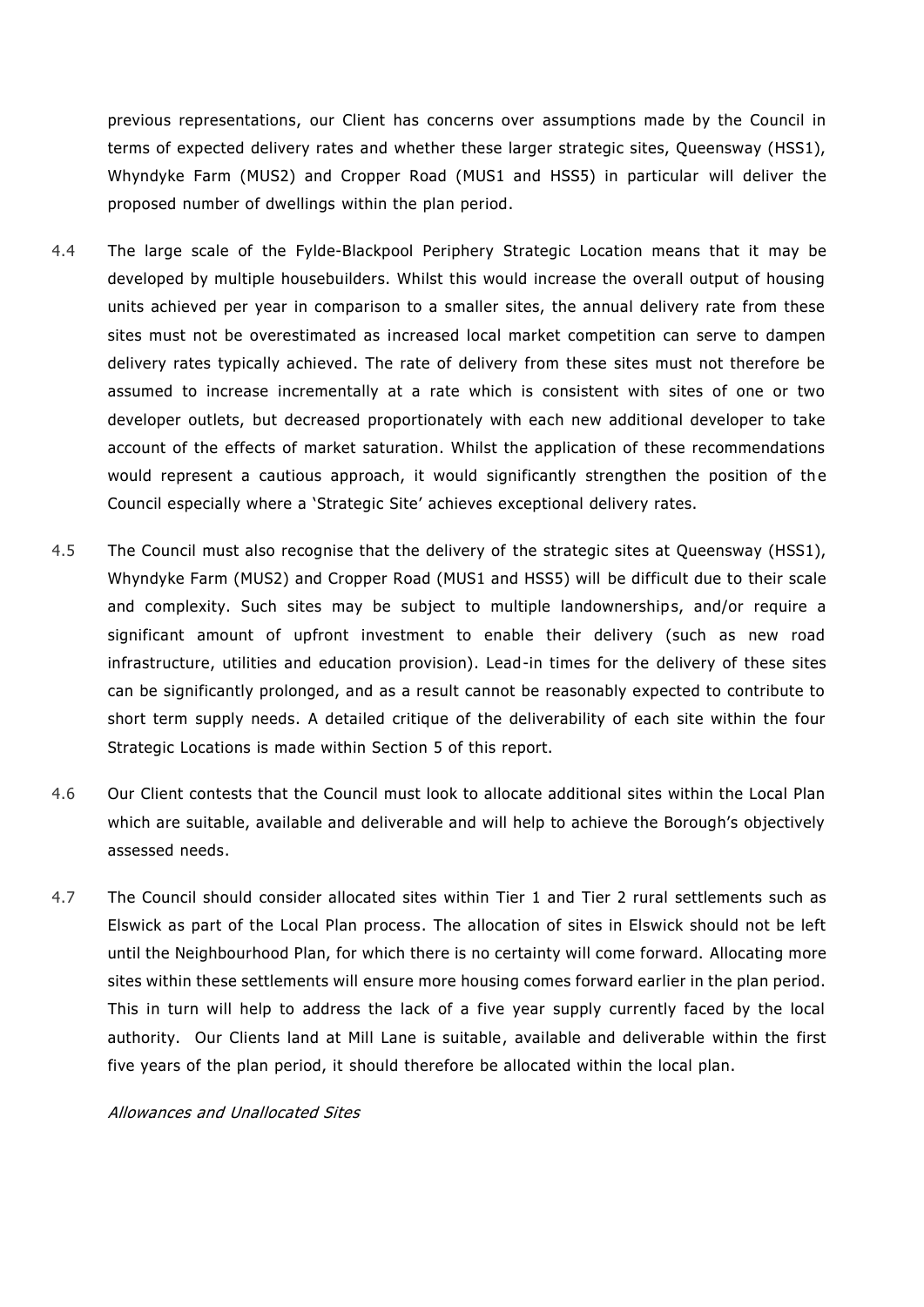previous representations, our Client has concerns over assumptions made by the Council in terms of expected delivery rates and whether these larger strategic sites, Queensway (HSS1), Whyndyke Farm (MUS2) and Cropper Road (MUS1 and HSS5) in particular will deliver the proposed number of dwellings within the plan period.

4.4 The large scale of the Fylde-Blackpool Periphery Strategic Location means that it may be developed by multiple housebuilders. Whilst this would increase the overall output of housing units achieved per year in comparison to a smaller sites, the annual delivery rate from these sites must not be overestimated as increased local market competition can serve to dampen delivery rates typically achieved. The rate of delivery from these sites must not therefore be assumed to increase incrementally at a rate which is consistent with sites of one or two developer outlets, but decreased proportionately with each new additional developer to take account of the effects of market saturation. Whilst the application of these recommendations would represent a cautious approach, it would significantly strengthen the position of the Council especially where a 'Strategic Site' achieves exceptional delivery rates.

4.5 The Council must also recognise that the delivery of the strategic sites at Queensway (HSS1), Whyndyke Farm (MUS2) and Cropper Road (MUS1 and HSS5) will be difficult due to their scale and complexity. Such sites may be subject to multiple landownerships, and/or require a significant amount of upfront investment to enable their delivery (such as new road infrastructure, utilities and education provision). Lead-in times for the delivery of these sites can be significantly prolonged, and as a result cannot be reasonably expected to contribute to short term supply needs. A detailed critique of the deliverability of each site within the four Strategic Locations is made within Section 5 of this report.

4.6 Our Client contests that the Council must look to allocate additional sites within the Local Plan which are suitable, available and deliverable and will help to achieve the Borough's objectively assessed needs.

4.7 The Council should consider allocated sites within Tier 1 and Tier 2 rural settlements such as Elswick as part of the Local Plan process. The allocation of sites in Elswick should not be left until the Neighbourhood Plan, for which there is no certainty will come forward. Allocating more sites within these settlements will ensure more housing comes forward earlier in the plan period. This in turn will help to address the lack of a five year supply currently faced by the local authority. Our Clients land at Mill Lane is suitable, available and deliverable within the first five years of the plan period, it should therefore be allocated within the local plan.

*Allowances and Unallocated Sites*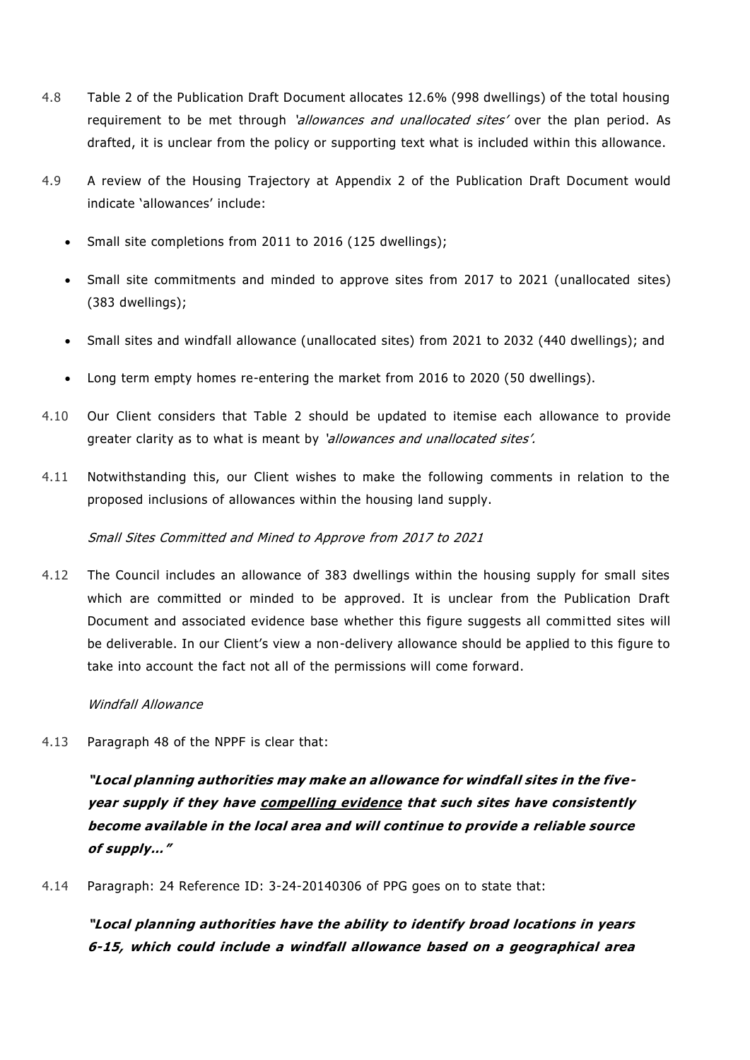4.8 Table 2 of the Publication Draft Document allocates 12.6% (998 dwellings) of the total housing requirement to be met through *'allowances and unallocated sites'* over the plan period. As drafted, it is unclear from the policy or supporting text what is included within this allowance.

4.9 A review of the Housing Trajectory at Appendix 2 of the Publication Draft Document would indicate 'allowances' include:

- Small site completions from 2011 to 2016 (125 dwellings);
- Small site commitments and minded to approve sites from 2017 to 2021 (unallocated sites) (383 dwellings);
- Small sites and windfall allowance (unallocated sites) from 2021 to 2032 (440 dwellings); and
- Long term empty homes re-entering the market from 2016 to 2020 (50 dwellings).

4.10 Our Client considers that Table 2 should be updated to itemise each allowance to provide greater clarity as to what is meant by *'allowances and unallocated sites'.*

4.11 Notwithstanding this, our Client wishes to make the following comments in relation to the proposed inclusions of allowances within the housing land supply.

*Small Sites Committed and Mined to Approve from 2017 to 2021*

4.12 The Council includes an allowance of 383 dwellings within the housing supply for small sites which are committed or minded to be approved. It is unclear from the Publication Draft Document and associated evidence base whether this figure suggests all committed sites will be deliverable. In our Client's view a non-delivery allowance should be applied to this figure to take into account the fact not all of the permissions will come forward.

*Windfall Allowance*

4.13 Paragraph 48 of the NPPF is clear that:

> ***"Local planning authorities may make an allowance for windfall sites in the five-year supply if they have <u>compelling evidence</u> that such sites have consistently become available in the local area and will continue to provide a reliable source of supply…"***

4.14 Paragraph: 24 Reference ID: 3-24-20140306 of PPG goes on to state that:

> ***"Local planning authorities have the ability to identify broad locations in years 6-15, which could include a windfall allowance based on a geographical area***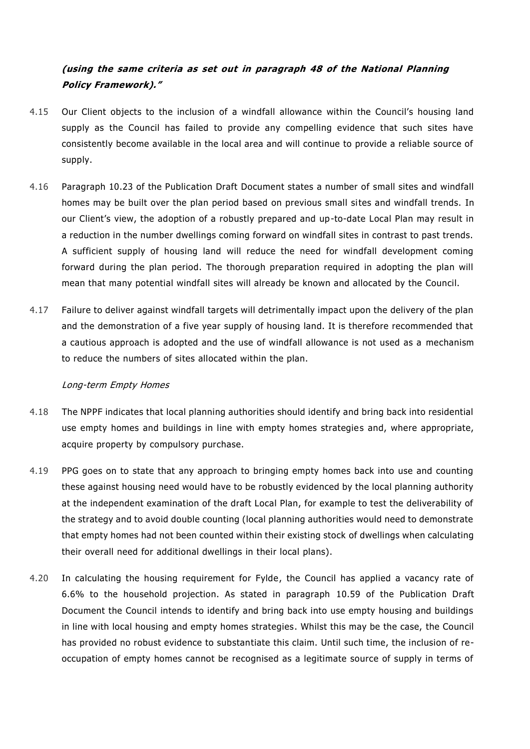***(using the same criteria as set out in paragraph 48 of the National Planning Policy Framework)."***

4.15 Our Client objects to the inclusion of a windfall allowance within the Council's housing land supply as the Council has failed to provide any compelling evidence that such sites have consistently become available in the local area and will continue to provide a reliable source of supply.

4.16 Paragraph 10.23 of the Publication Draft Document states a number of small sites and windfall homes may be built over the plan period based on previous small sites and windfall trends. In our Client's view, the adoption of a robustly prepared and up-to-date Local Plan may result in a reduction in the number dwellings coming forward on windfall sites in contrast to past trends. A sufficient supply of housing land will reduce the need for windfall development coming forward during the plan period. The thorough preparation required in adopting the plan will mean that many potential windfall sites will already be known and allocated by the Council.

4.17 Failure to deliver against windfall targets will detrimentally impact upon the delivery of the plan and the demonstration of a five year supply of housing land. It is therefore recommended that a cautious approach is adopted and the use of windfall allowance is not used as a mechanism to reduce the numbers of sites allocated within the plan.

*Long-term Empty Homes*

4.18 The NPPF indicates that local planning authorities should identify and bring back into residential use empty homes and buildings in line with empty homes strategies and, where appropriate, acquire property by compulsory purchase.

4.19 PPG goes on to state that any approach to bringing empty homes back into use and counting these against housing need would have to be robustly evidenced by the local planning authority at the independent examination of the draft Local Plan, for example to test the deliverability of the strategy and to avoid double counting (local planning authorities would need to demonstrate that empty homes had not been counted within their existing stock of dwellings when calculating their overall need for additional dwellings in their local plans).

4.20 In calculating the housing requirement for Fylde, the Council has applied a vacancy rate of 6.6% to the household projection. As stated in paragraph 10.59 of the Publication Draft Document the Council intends to identify and bring back into use empty housing and buildings in line with local housing and empty homes strategies. Whilst this may be the case, the Council has provided no robust evidence to substantiate this claim. Until such time, the inclusion of re-occupation of empty homes cannot be recognised as a legitimate source of supply in terms of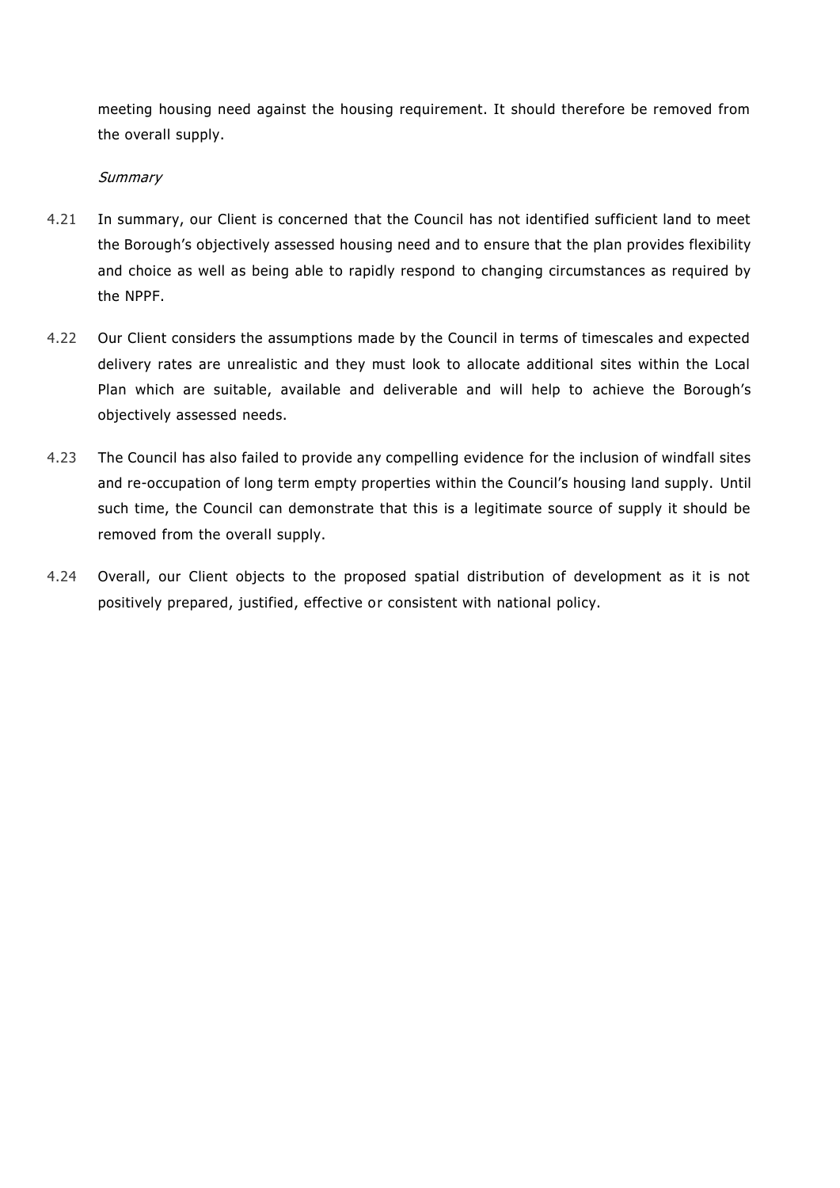meeting housing need against the housing requirement. It should therefore be removed from the overall supply.

*Summary*

4.21 In summary, our Client is concerned that the Council has not identified sufficient land to meet the Borough's objectively assessed housing need and to ensure that the plan provides flexibility and choice as well as being able to rapidly respond to changing circumstances as required by the NPPF.

4.22 Our Client considers the assumptions made by the Council in terms of timescales and expected delivery rates are unrealistic and they must look to allocate additional sites within the Local Plan which are suitable, available and deliverable and will help to achieve the Borough's objectively assessed needs.

4.23 The Council has also failed to provide any compelling evidence for the inclusion of windfall sites and re-occupation of long term empty properties within the Council's housing land supply. Until such time, the Council can demonstrate that this is a legitimate source of supply it should be removed from the overall supply.

4.24 Overall, our Client objects to the proposed spatial distribution of development as it is not positively prepared, justified, effective or consistent with national policy.